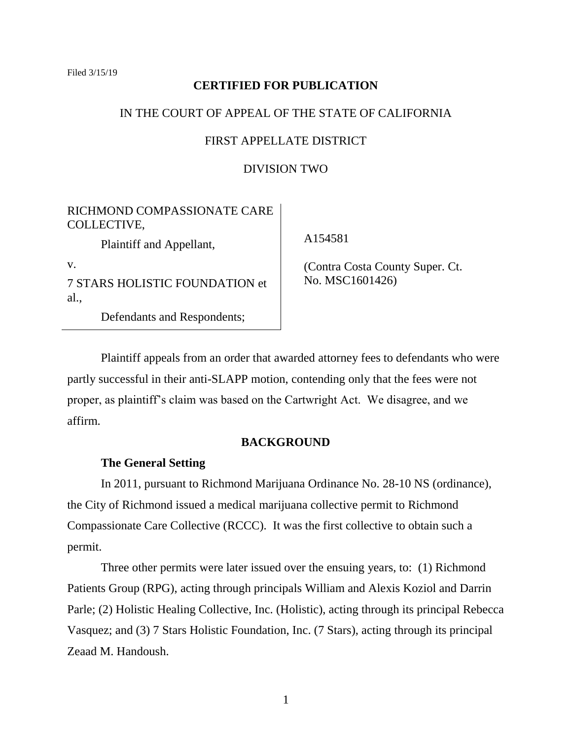Filed 3/15/19

**CERTIFIED FOR PUBLICATION**

IN THE COURT OF APPEAL OF THE STATE OF CALIFORNIA

FIRST APPELLATE DISTRICT

DIVISION TWO

| | |
|---|---|
| RICHMOND COMPASSIONATE CARE COLLECTIVE,<br>Plaintiff and Appellant,<br>v.<br>7 STARS HOLISTIC FOUNDATION et al.,<br>Defendants and Respondents; | A154581<br><br>(Contra Costa County Super. Ct. No. MSC1601426) |

Plaintiff appeals from an order that awarded attorney fees to defendants who were partly successful in their anti-SLAPP motion, contending only that the fees were not proper, as plaintiff's claim was based on the Cartwright Act. We disagree, and we affirm.

## BACKGROUND

### The General Setting

In 2011, pursuant to Richmond Marijuana Ordinance No. 28-10 NS (ordinance), the City of Richmond issued a medical marijuana collective permit to Richmond Compassionate Care Collective (RCCC). It was the first collective to obtain such a permit.

Three other permits were later issued over the ensuing years, to: (1) Richmond Patients Group (RPG), acting through principals William and Alexis Koziol and Darrin Parle; (2) Holistic Healing Collective, Inc. (Holistic), acting through its principal Rebecca Vasquez; and (3) 7 Stars Holistic Foundation, Inc. (7 Stars), acting through its principal Zeaad M. Handoush.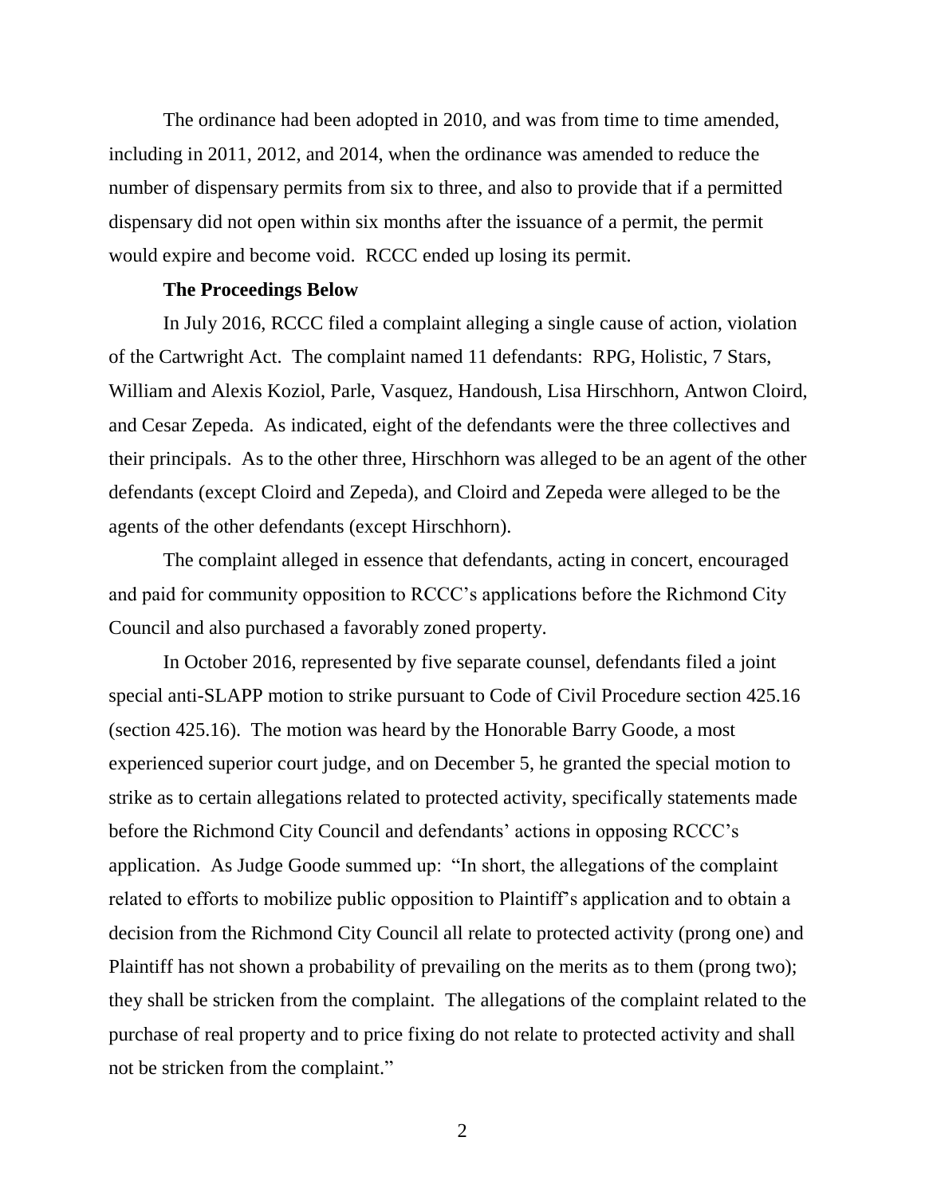The ordinance had been adopted in 2010, and was from time to time amended, including in 2011, 2012, and 2014, when the ordinance was amended to reduce the number of dispensary permits from six to three, and also to provide that if a permitted dispensary did not open within six months after the issuance of a permit, the permit would expire and become void. RCCC ended up losing its permit.

**The Proceedings Below**

In July 2016, RCCC filed a complaint alleging a single cause of action, violation of the Cartwright Act. The complaint named 11 defendants: RPG, Holistic, 7 Stars, William and Alexis Koziol, Parle, Vasquez, Handoush, Lisa Hirschhorn, Antwon Cloird, and Cesar Zepeda. As indicated, eight of the defendants were the three collectives and their principals. As to the other three, Hirschhorn was alleged to be an agent of the other defendants (except Cloird and Zepeda), and Cloird and Zepeda were alleged to be the agents of the other defendants (except Hirschhorn).

The complaint alleged in essence that defendants, acting in concert, encouraged and paid for community opposition to RCCC's applications before the Richmond City Council and also purchased a favorably zoned property.

In October 2016, represented by five separate counsel, defendants filed a joint special anti-SLAPP motion to strike pursuant to Code of Civil Procedure section 425.16 (section 425.16). The motion was heard by the Honorable Barry Goode, a most experienced superior court judge, and on December 5, he granted the special motion to strike as to certain allegations related to protected activity, specifically statements made before the Richmond City Council and defendants' actions in opposing RCCC's application. As Judge Goode summed up: "In short, the allegations of the complaint related to efforts to mobilize public opposition to Plaintiff's application and to obtain a decision from the Richmond City Council all relate to protected activity (prong one) and Plaintiff has not shown a probability of prevailing on the merits as to them (prong two); they shall be stricken from the complaint. The allegations of the complaint related to the purchase of real property and to price fixing do not relate to protected activity and shall not be stricken from the complaint."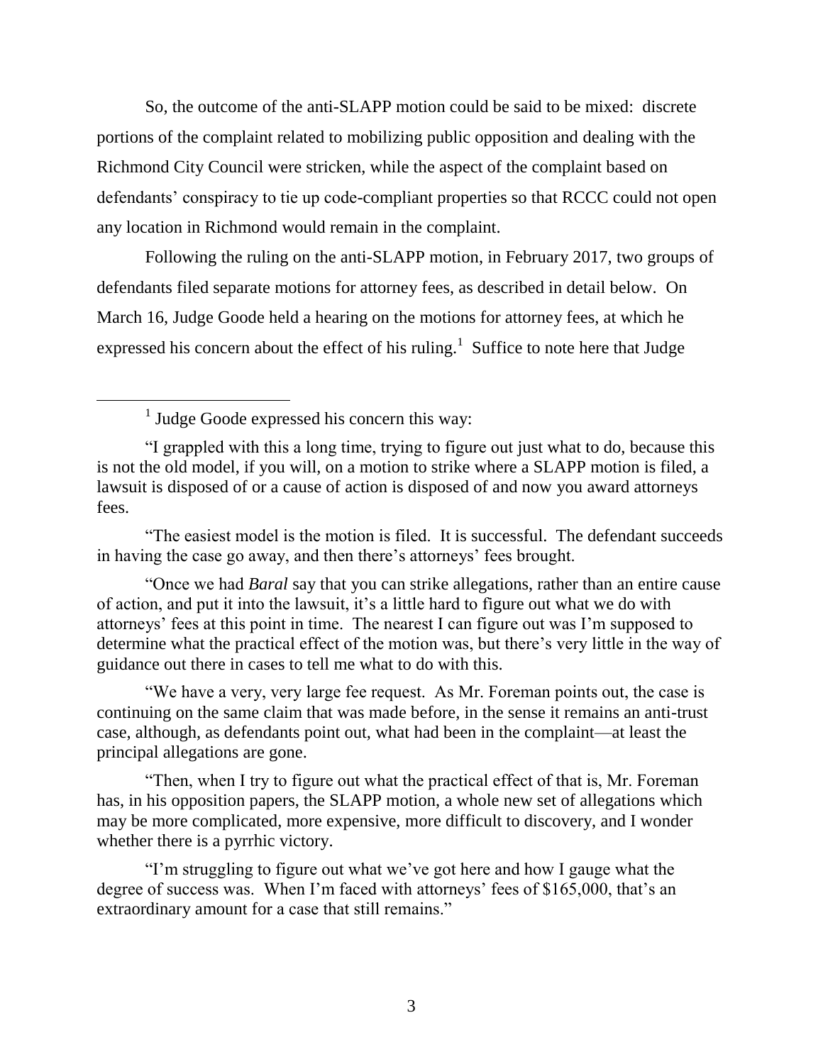So, the outcome of the anti-SLAPP motion could be said to be mixed: discrete portions of the complaint related to mobilizing public opposition and dealing with the Richmond City Council were stricken, while the aspect of the complaint based on defendants' conspiracy to tie up code-compliant properties so that RCCC could not open any location in Richmond would remain in the complaint.

Following the ruling on the anti-SLAPP motion, in February 2017, two groups of defendants filed separate motions for attorney fees, as described in detail below. On March 16, Judge Goode held a hearing on the motions for attorney fees, at which he expressed his concern about the effect of his ruling.[1] Suffice to note here that Judge

---

[1] Judge Goode expressed his concern this way:

"I grappled with this a long time, trying to figure out just what to do, because this is not the old model, if you will, on a motion to strike where a SLAPP motion is filed, a lawsuit is disposed of or a cause of action is disposed of and now you award attorneys fees.

"The easiest model is the motion is filed. It is successful. The defendant succeeds in having the case go away, and then there's attorneys' fees brought.

"Once we had *Baral* say that you can strike allegations, rather than an entire cause of action, and put it into the lawsuit, it's a little hard to figure out what we do with attorneys' fees at this point in time. The nearest I can figure out was I'm supposed to determine what the practical effect of the motion was, but there's very little in the way of guidance out there in cases to tell me what to do with this.

"We have a very, very large fee request. As Mr. Foreman points out, the case is continuing on the same claim that was made before, in the sense it remains an anti-trust case, although, as defendants point out, what had been in the complaint—at least the principal allegations are gone.

"Then, when I try to figure out what the practical effect of that is, Mr. Foreman has, in his opposition papers, the SLAPP motion, a whole new set of allegations which may be more complicated, more expensive, more difficult to discovery, and I wonder whether there is a pyrrhic victory.

"I'm struggling to figure out what we've got here and how I gauge what the degree of success was. When I'm faced with attorneys' fees of $165,000, that's an extraordinary amount for a case that still remains."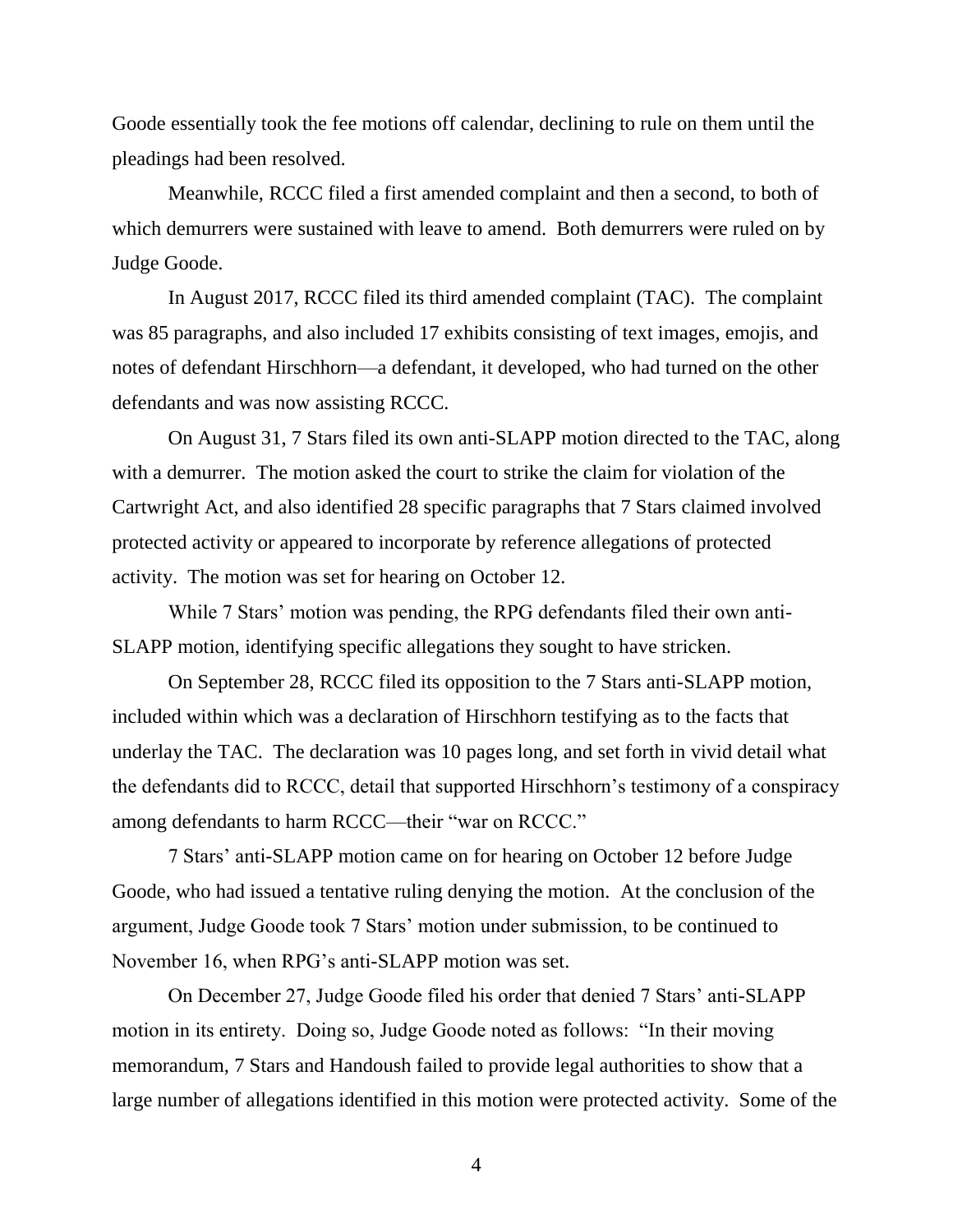Goode essentially took the fee motions off calendar, declining to rule on them until the pleadings had been resolved.

Meanwhile, RCCC filed a first amended complaint and then a second, to both of which demurrers were sustained with leave to amend. Both demurrers were ruled on by Judge Goode.

In August 2017, RCCC filed its third amended complaint (TAC). The complaint was 85 paragraphs, and also included 17 exhibits consisting of text images, emojis, and notes of defendant Hirschhorn—a defendant, it developed, who had turned on the other defendants and was now assisting RCCC.

On August 31, 7 Stars filed its own anti-SLAPP motion directed to the TAC, along with a demurrer. The motion asked the court to strike the claim for violation of the Cartwright Act, and also identified 28 specific paragraphs that 7 Stars claimed involved protected activity or appeared to incorporate by reference allegations of protected activity. The motion was set for hearing on October 12.

While 7 Stars' motion was pending, the RPG defendants filed their own anti-SLAPP motion, identifying specific allegations they sought to have stricken.

On September 28, RCCC filed its opposition to the 7 Stars anti-SLAPP motion, included within which was a declaration of Hirschhorn testifying as to the facts that underlay the TAC. The declaration was 10 pages long, and set forth in vivid detail what the defendants did to RCCC, detail that supported Hirschhorn's testimony of a conspiracy among defendants to harm RCCC—their "war on RCCC."

7 Stars' anti-SLAPP motion came on for hearing on October 12 before Judge Goode, who had issued a tentative ruling denying the motion. At the conclusion of the argument, Judge Goode took 7 Stars' motion under submission, to be continued to November 16, when RPG's anti-SLAPP motion was set.

On December 27, Judge Goode filed his order that denied 7 Stars' anti-SLAPP motion in its entirety. Doing so, Judge Goode noted as follows: "In their moving memorandum, 7 Stars and Handoush failed to provide legal authorities to show that a large number of allegations identified in this motion were protected activity. Some of the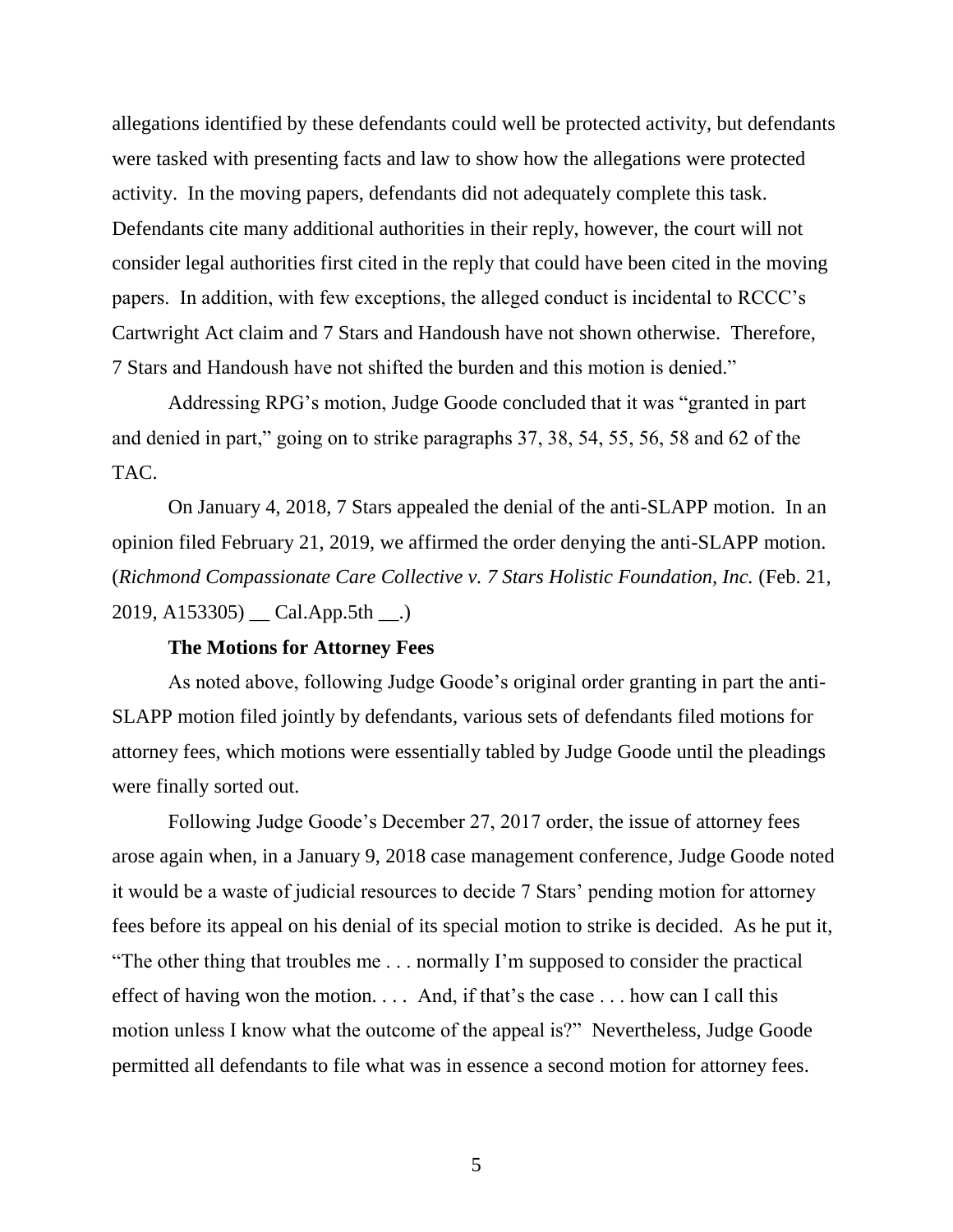allegations identified by these defendants could well be protected activity, but defendants were tasked with presenting facts and law to show how the allegations were protected activity. In the moving papers, defendants did not adequately complete this task. Defendants cite many additional authorities in their reply, however, the court will not consider legal authorities first cited in the reply that could have been cited in the moving papers. In addition, with few exceptions, the alleged conduct is incidental to RCCC's Cartwright Act claim and 7 Stars and Handoush have not shown otherwise. Therefore, 7 Stars and Handoush have not shifted the burden and this motion is denied."

Addressing RPG's motion, Judge Goode concluded that it was "granted in part and denied in part," going on to strike paragraphs 37, 38, 54, 55, 56, 58 and 62 of the TAC.

On January 4, 2018, 7 Stars appealed the denial of the anti-SLAPP motion. In an opinion filed February 21, 2019, we affirmed the order denying the anti-SLAPP motion. (*Richmond Compassionate Care Collective v. 7 Stars Holistic Foundation, Inc.* (Feb. 21, 2019, A153305) __ Cal.App.5th __.)

**The Motions for Attorney Fees**

As noted above, following Judge Goode's original order granting in part the anti-SLAPP motion filed jointly by defendants, various sets of defendants filed motions for attorney fees, which motions were essentially tabled by Judge Goode until the pleadings were finally sorted out.

Following Judge Goode's December 27, 2017 order, the issue of attorney fees arose again when, in a January 9, 2018 case management conference, Judge Goode noted it would be a waste of judicial resources to decide 7 Stars' pending motion for attorney fees before its appeal on his denial of its special motion to strike is decided. As he put it, "The other thing that troubles me . . . normally I'm supposed to consider the practical effect of having won the motion. . . . And, if that's the case . . . how can I call this motion unless I know what the outcome of the appeal is?" Nevertheless, Judge Goode permitted all defendants to file what was in essence a second motion for attorney fees.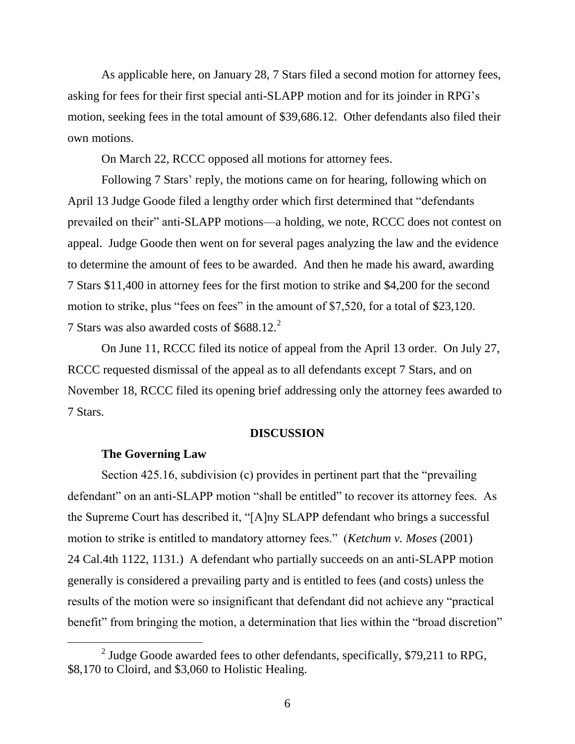As applicable here, on January 28, 7 Stars filed a second motion for attorney fees, asking for fees for their first special anti-SLAPP motion and for its joinder in RPG's motion, seeking fees in the total amount of $39,686.12. Other defendants also filed their own motions.

On March 22, RCCC opposed all motions for attorney fees.

Following 7 Stars' reply, the motions came on for hearing, following which on April 13 Judge Goode filed a lengthy order which first determined that "defendants prevailed on their" anti-SLAPP motions—a holding, we note, RCCC does not contest on appeal. Judge Goode then went on for several pages analyzing the law and the evidence to determine the amount of fees to be awarded. And then he made his award, awarding 7 Stars $11,400 in attorney fees for the first motion to strike and $4,200 for the second motion to strike, plus "fees on fees" in the amount of $7,520, for a total of $23,120. 7 Stars was also awarded costs of $688.12.[2]

On June 11, RCCC filed its notice of appeal from the April 13 order. On July 27, RCCC requested dismissal of the appeal as to all defendants except 7 Stars, and on November 18, RCCC filed its opening brief addressing only the attorney fees awarded to 7 Stars.

## DISCUSSION

### The Governing Law

Section 425.16, subdivision (c) provides in pertinent part that the "prevailing defendant" on an anti-SLAPP motion "shall be entitled" to recover its attorney fees. As the Supreme Court has described it, "[A]ny SLAPP defendant who brings a successful motion to strike is entitled to mandatory attorney fees." (*Ketchum v. Moses* (2001) 24 Cal.4th 1122, 1131.) A defendant who partially succeeds on an anti-SLAPP motion generally is considered a prevailing party and is entitled to fees (and costs) unless the results of the motion were so insignificant that defendant did not achieve any "practical benefit" from bringing the motion, a determination that lies within the "broad discretion"

[2] Judge Goode awarded fees to other defendants, specifically, $79,211 to RPG, $8,170 to Cloird, and $3,060 to Holistic Healing.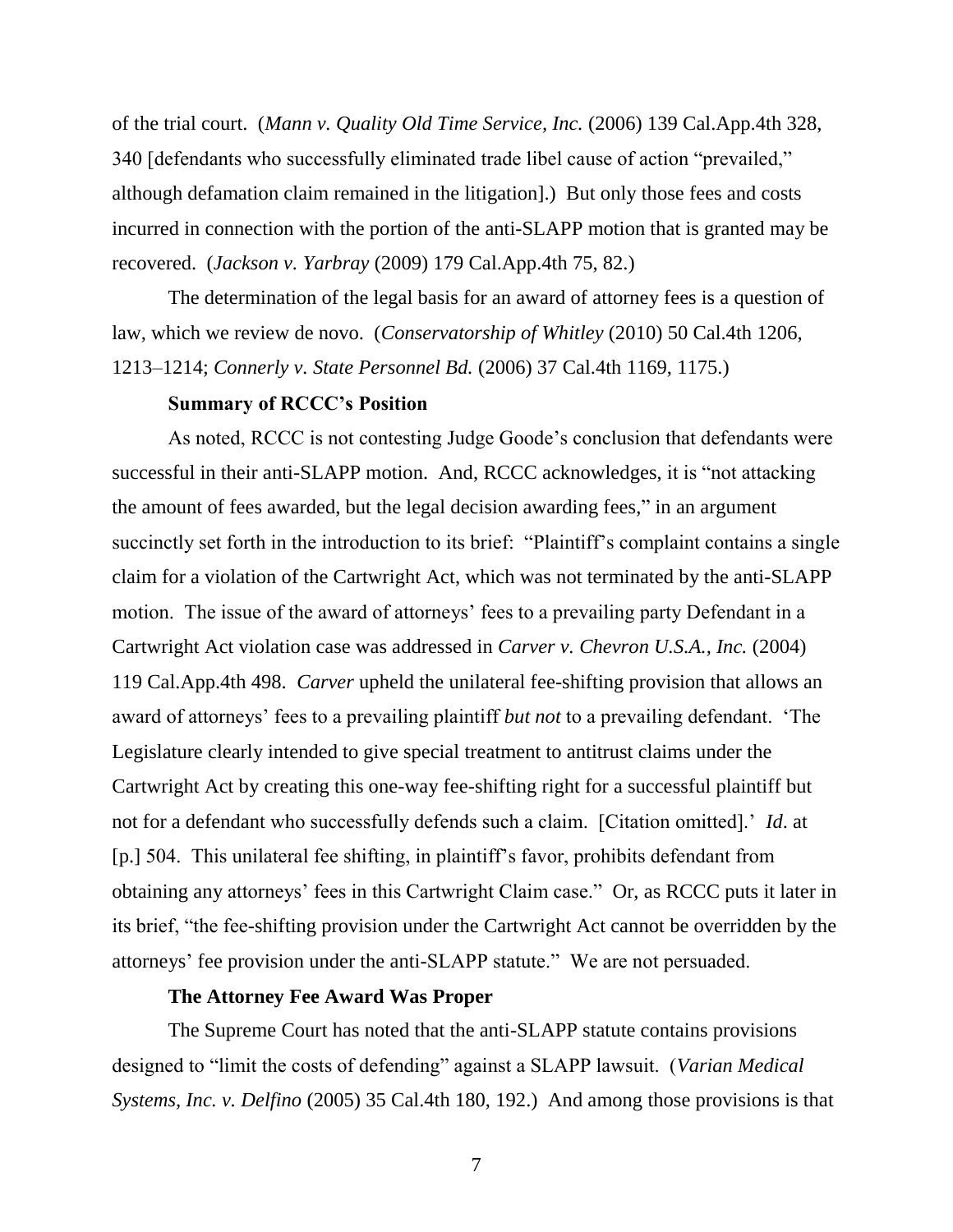of the trial court. (*Mann v. Quality Old Time Service, Inc.* (2006) 139 Cal.App.4th 328, 340 [defendants who successfully eliminated trade libel cause of action "prevailed," although defamation claim remained in the litigation].) But only those fees and costs incurred in connection with the portion of the anti-SLAPP motion that is granted may be recovered. (*Jackson v. Yarbray* (2009) 179 Cal.App.4th 75, 82.)

The determination of the legal basis for an award of attorney fees is a question of law, which we review de novo. (*Conservatorship of Whitley* (2010) 50 Cal.4th 1206, 1213–1214; *Connerly v. State Personnel Bd.* (2006) 37 Cal.4th 1169, 1175.)

**Summary of RCCC's Position**

As noted, RCCC is not contesting Judge Goode's conclusion that defendants were successful in their anti-SLAPP motion. And, RCCC acknowledges, it is "not attacking the amount of fees awarded, but the legal decision awarding fees," in an argument succinctly set forth in the introduction to its brief: "Plaintiff's complaint contains a single claim for a violation of the Cartwright Act, which was not terminated by the anti-SLAPP motion. The issue of the award of attorneys' fees to a prevailing party Defendant in a Cartwright Act violation case was addressed in *Carver v. Chevron U.S.A., Inc.* (2004) 119 Cal.App.4th 498. *Carver* upheld the unilateral fee-shifting provision that allows an award of attorneys' fees to a prevailing plaintiff *but not* to a prevailing defendant. 'The Legislature clearly intended to give special treatment to antitrust claims under the Cartwright Act by creating this one-way fee-shifting right for a successful plaintiff but not for a defendant who successfully defends such a claim. [Citation omitted].' *Id.* at [p.] 504. This unilateral fee shifting, in plaintiff's favor, prohibits defendant from obtaining any attorneys' fees in this Cartwright Claim case." Or, as RCCC puts it later in its brief, "the fee-shifting provision under the Cartwright Act cannot be overridden by the attorneys' fee provision under the anti-SLAPP statute." We are not persuaded.

**The Attorney Fee Award Was Proper**

The Supreme Court has noted that the anti-SLAPP statute contains provisions designed to "limit the costs of defending" against a SLAPP lawsuit. (*Varian Medical Systems, Inc. v. Delfino* (2005) 35 Cal.4th 180, 192.) And among those provisions is that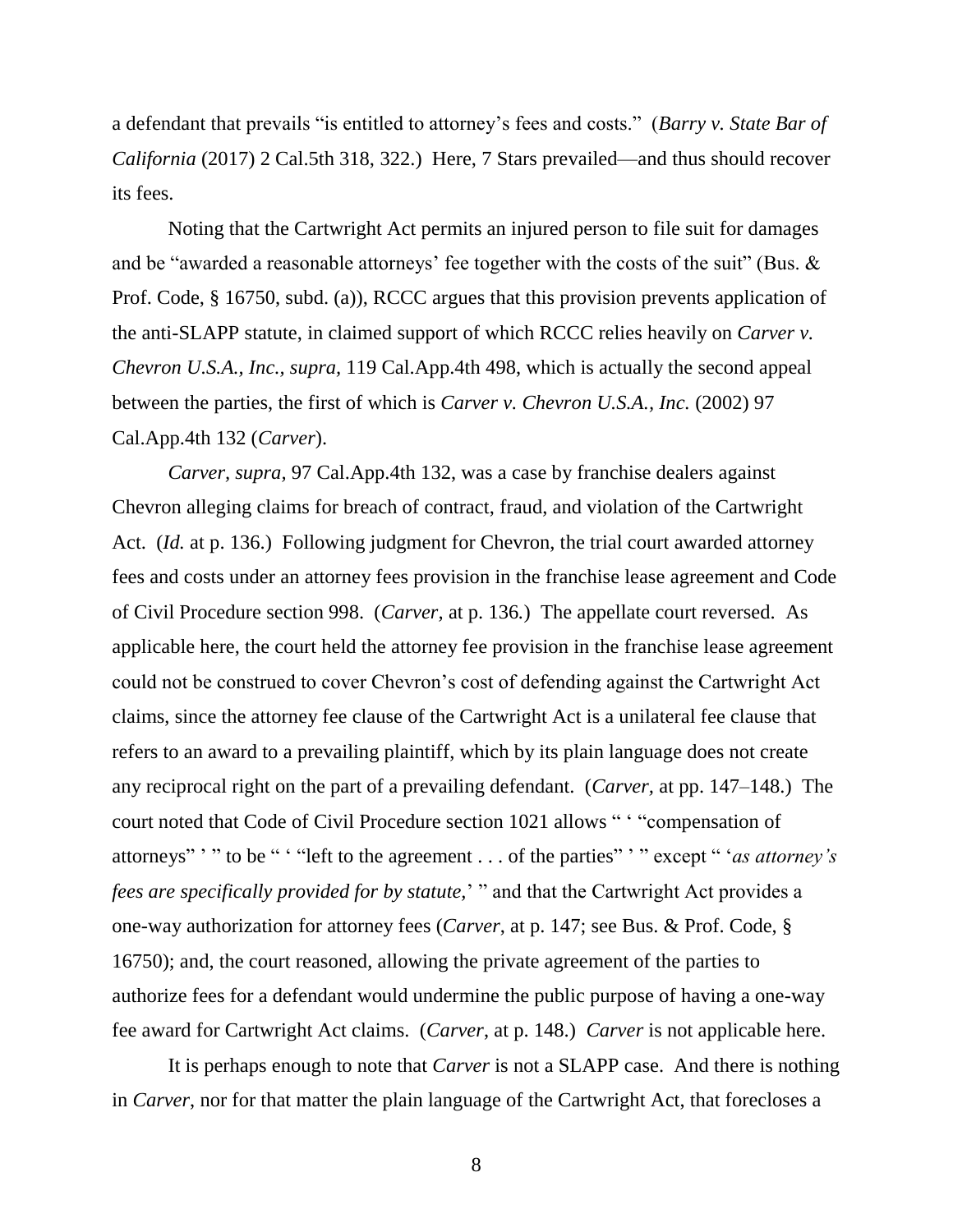a defendant that prevails "is entitled to attorney's fees and costs." (*Barry v. State Bar of California* (2017) 2 Cal.5th 318, 322.) Here, 7 Stars prevailed—and thus should recover its fees.

Noting that the Cartwright Act permits an injured person to file suit for damages and be "awarded a reasonable attorneys' fee together with the costs of the suit" (Bus. & Prof. Code, § 16750, subd. (a)), RCCC argues that this provision prevents application of the anti-SLAPP statute, in claimed support of which RCCC relies heavily on *Carver v. Chevron U.S.A., Inc.*, *supra*, 119 Cal.App.4th 498, which is actually the second appeal between the parties, the first of which is *Carver v. Chevron U.S.A., Inc.* (2002) 97 Cal.App.4th 132 (*Carver*).

*Carver, supra*, 97 Cal.App.4th 132, was a case by franchise dealers against Chevron alleging claims for breach of contract, fraud, and violation of the Cartwright Act. (*Id.* at p. 136.) Following judgment for Chevron, the trial court awarded attorney fees and costs under an attorney fees provision in the franchise lease agreement and Code of Civil Procedure section 998. (*Carver*, at p. 136.) The appellate court reversed. As applicable here, the court held the attorney fee provision in the franchise lease agreement could not be construed to cover Chevron's cost of defending against the Cartwright Act claims, since the attorney fee clause of the Cartwright Act is a unilateral fee clause that refers to an award to a prevailing plaintiff, which by its plain language does not create any reciprocal right on the part of a prevailing defendant. (*Carver*, at pp. 147–148.) The court noted that Code of Civil Procedure section 1021 allows " ' "compensation of attorneys" ' " to be " ' "left to the agreement . . . of the parties" ' " except " '*as attorney's fees are specifically provided for by statute,*' " and that the Cartwright Act provides a one-way authorization for attorney fees (*Carver*, at p. 147; see Bus. & Prof. Code, § 16750); and, the court reasoned, allowing the private agreement of the parties to authorize fees for a defendant would undermine the public purpose of having a one-way fee award for Cartwright Act claims. (*Carver*, at p. 148.) *Carver* is not applicable here.

It is perhaps enough to note that *Carver* is not a SLAPP case. And there is nothing in *Carver*, nor for that matter the plain language of the Cartwright Act, that forecloses a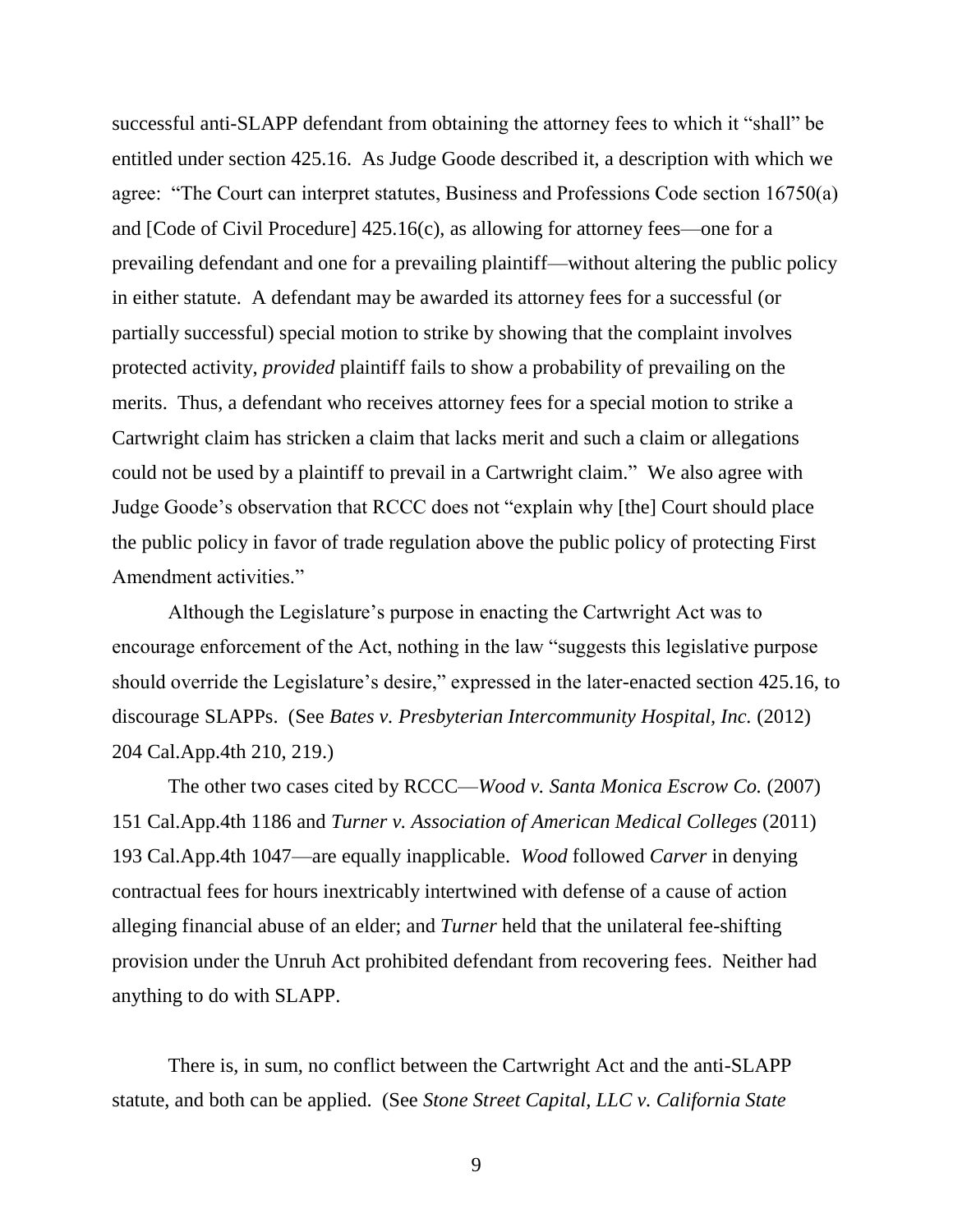successful anti-SLAPP defendant from obtaining the attorney fees to which it "shall" be entitled under section 425.16. As Judge Goode described it, a description with which we agree: "The Court can interpret statutes, Business and Professions Code section 16750(a) and [Code of Civil Procedure] 425.16(c), as allowing for attorney fees—one for a prevailing defendant and one for a prevailing plaintiff—without altering the public policy in either statute. A defendant may be awarded its attorney fees for a successful (or partially successful) special motion to strike by showing that the complaint involves protected activity, *provided* plaintiff fails to show a probability of prevailing on the merits. Thus, a defendant who receives attorney fees for a special motion to strike a Cartwright claim has stricken a claim that lacks merit and such a claim or allegations could not be used by a plaintiff to prevail in a Cartwright claim." We also agree with Judge Goode's observation that RCCC does not "explain why [the] Court should place the public policy in favor of trade regulation above the public policy of protecting First Amendment activities."

Although the Legislature's purpose in enacting the Cartwright Act was to encourage enforcement of the Act, nothing in the law "suggests this legislative purpose should override the Legislature's desire," expressed in the later-enacted section 425.16, to discourage SLAPPs. (See *Bates v. Presbyterian Intercommunity Hospital, Inc.* (2012) 204 Cal.App.4th 210, 219.)

The other two cases cited by RCCC—*Wood v. Santa Monica Escrow Co.* (2007) 151 Cal.App.4th 1186 and *Turner v. Association of American Medical Colleges* (2011) 193 Cal.App.4th 1047—are equally inapplicable. *Wood* followed *Carver* in denying contractual fees for hours inextricably intertwined with defense of a cause of action alleging financial abuse of an elder; and *Turner* held that the unilateral fee-shifting provision under the Unruh Act prohibited defendant from recovering fees. Neither had anything to do with SLAPP.

There is, in sum, no conflict between the Cartwright Act and the anti-SLAPP statute, and both can be applied. (See *Stone Street Capital, LLC v. California State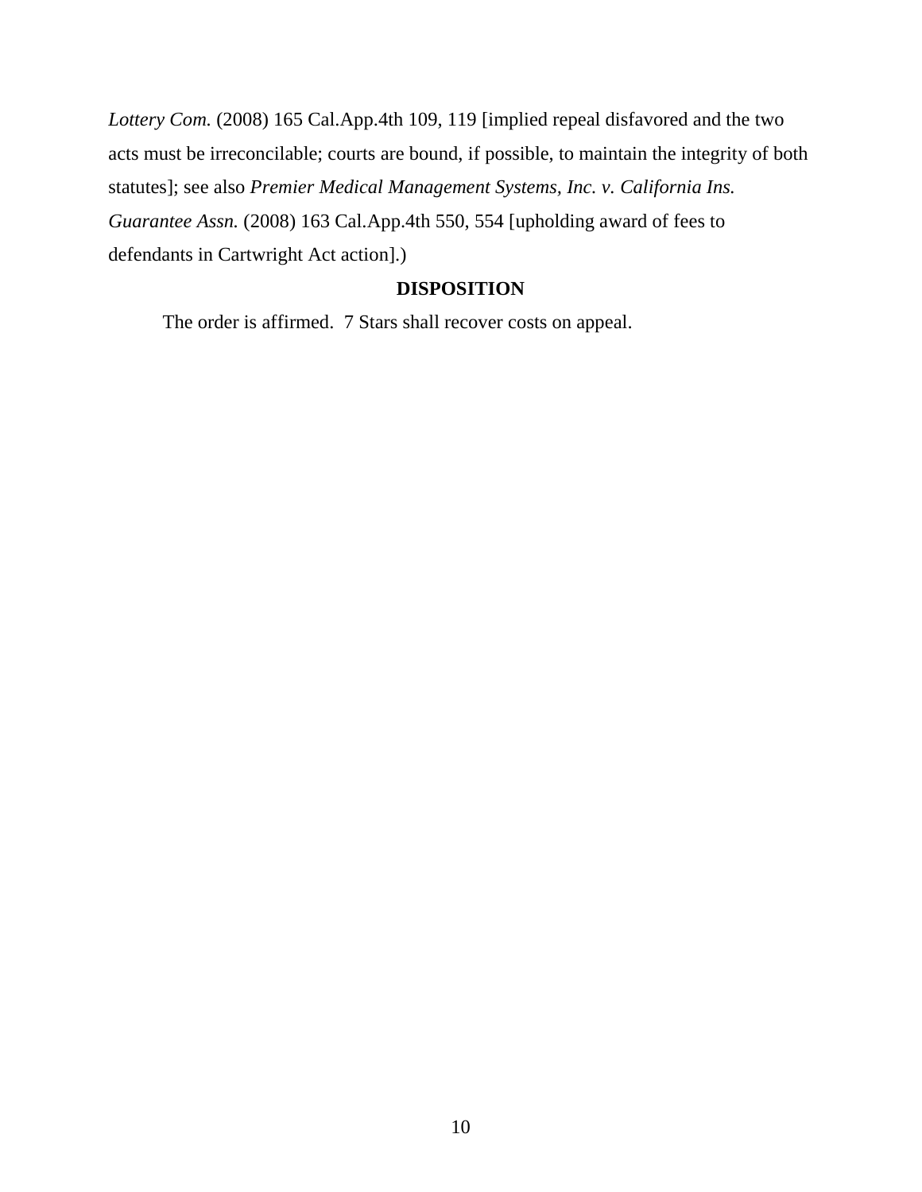*Lottery Com.* (2008) 165 Cal.App.4th 109, 119 [implied repeal disfavored and the two acts must be irreconcilable; courts are bound, if possible, to maintain the integrity of both statutes]; see also *Premier Medical Management Systems, Inc. v. California Ins. Guarantee Assn.* (2008) 163 Cal.App.4th 550, 554 [upholding award of fees to defendants in Cartwright Act action].)

**DISPOSITION**

The order is affirmed. 7 Stars shall recover costs on appeal.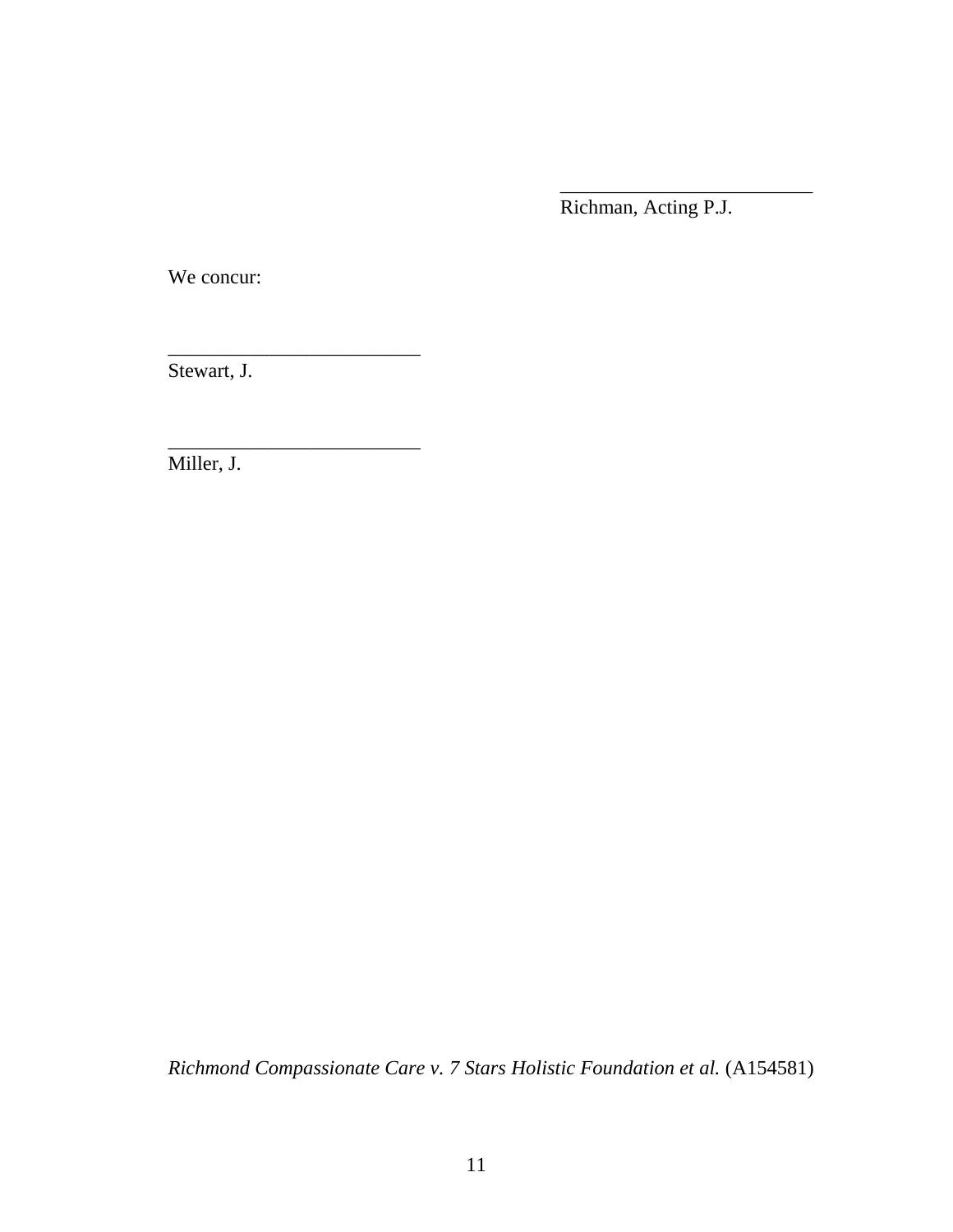_________________________
Richman, Acting P.J.

We concur:

_________________________
Stewart, J.

_________________________
Miller, J.

*Richmond Compassionate Care v. 7 Stars Holistic Foundation et al.* (A154581)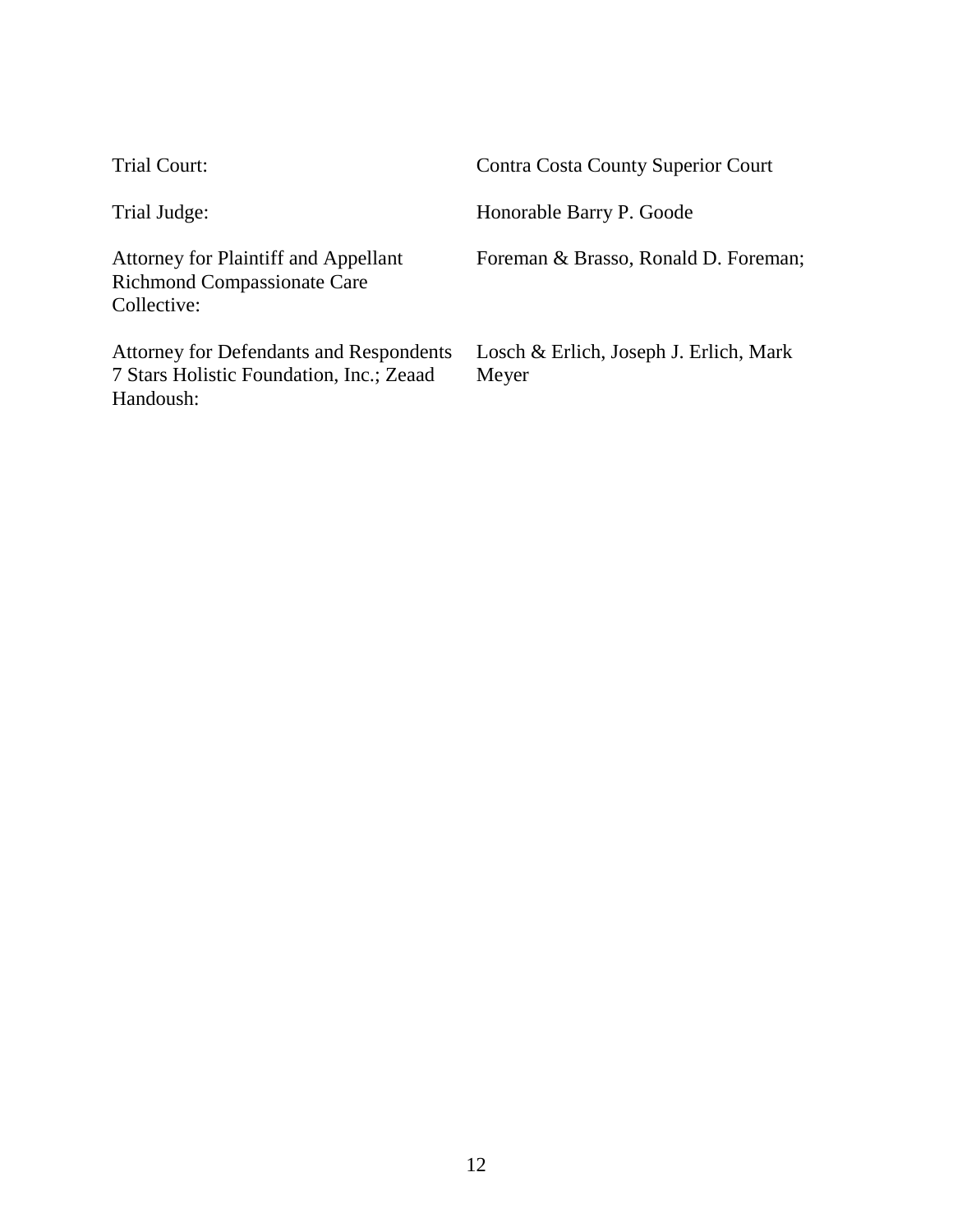| | |
|---|---|
| Trial Court: | Contra Costa County Superior Court |
| Trial Judge: | Honorable Barry P. Goode |
| Attorney for Plaintiff and Appellant Richmond Compassionate Care Collective: | Foreman & Brasso, Ronald D. Foreman; |
| Attorney for Defendants and Respondents 7 Stars Holistic Foundation, Inc.; Zeaad Handoush: | Losch & Erlich, Joseph J. Erlich, Mark Meyer |